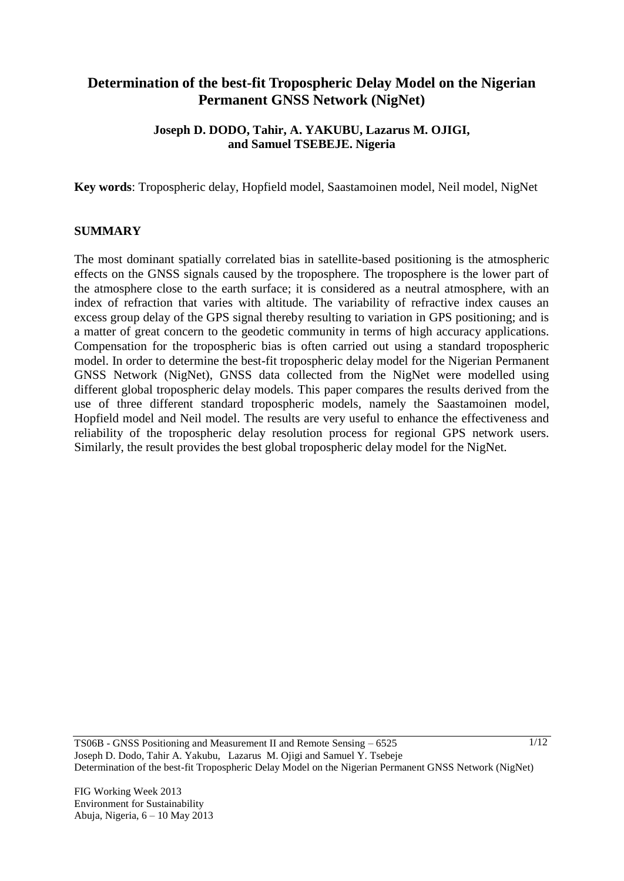# Determination of the best-fit Tropospheric Delay Model on the Nigerian Permanent GNSS Network (NigNet)

**Joseph D. DODO, Tahir, A. YAKUBU, Lazarus M. OJIGI, and Samuel TSEBEJE. Nigeria**

**Key words**: Tropospheric delay, Hopfield model, Saastamoinen model, Neil model, NigNet

## SUMMARY

The most dominant spatially correlated bias in satellite-based positioning is the atmospheric effects on the GNSS signals caused by the troposphere. The troposphere is the lower part of the atmosphere close to the earth surface; it is considered as a neutral atmosphere, with an index of refraction that varies with altitude. The variability of refractive index causes an excess group delay of the GPS signal thereby resulting to variation in GPS positioning; and is a matter of great concern to the geodetic community in terms of high accuracy applications. Compensation for the tropospheric bias is often carried out using a standard tropospheric model. In order to determine the best-fit tropospheric delay model for the Nigerian Permanent GNSS Network (NigNet), GNSS data collected from the NigNet were modelled using different global tropospheric delay models. This paper compares the results derived from the use of three different standard tropospheric models, namely the Saastamoinen model, Hopfield model and Neil model. The results are very useful to enhance the effectiveness and reliability of the tropospheric delay resolution process for regional GPS network users. Similarly, the result provides the best global tropospheric delay model for the NigNet.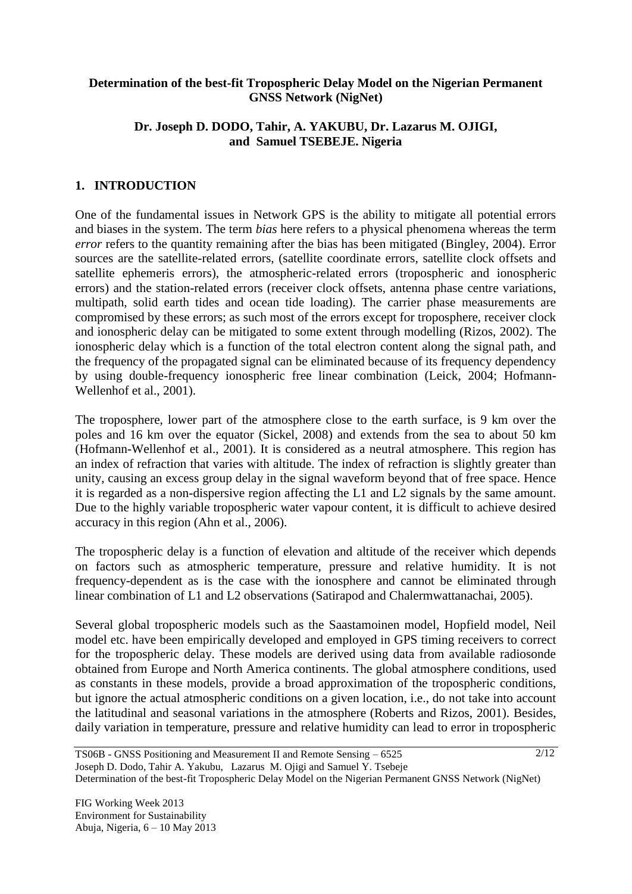**Determination of the best-fit Tropospheric Delay Model on the Nigerian Permanent GNSS Network (NigNet)**

**Dr. Joseph D. DODO, Tahir, A. YAKUBU, Dr. Lazarus M. OJIGI, and Samuel TSEBEJE. Nigeria**

## 1. INTRODUCTION

One of the fundamental issues in Network GPS is the ability to mitigate all potential errors and biases in the system. The term *bias* here refers to a physical phenomena whereas the term *error* refers to the quantity remaining after the bias has been mitigated (Bingley, 2004). Error sources are the satellite-related errors, (satellite coordinate errors, satellite clock offsets and satellite ephemeris errors), the atmospheric-related errors (tropospheric and ionospheric errors) and the station-related errors (receiver clock offsets, antenna phase centre variations, multipath, solid earth tides and ocean tide loading). The carrier phase measurements are compromised by these errors; as such most of the errors except for troposphere, receiver clock and ionospheric delay can be mitigated to some extent through modelling (Rizos, 2002). The ionospheric delay which is a function of the total electron content along the signal path, and the frequency of the propagated signal can be eliminated because of its frequency dependency by using double-frequency ionospheric free linear combination (Leick, 2004; Hofmann-Wellenhof et al., 2001).

The troposphere, lower part of the atmosphere close to the earth surface, is 9 km over the poles and 16 km over the equator (Sickel, 2008) and extends from the sea to about 50 km (Hofmann-Wellenhof et al., 2001). It is considered as a neutral atmosphere. This region has an index of refraction that varies with altitude. The index of refraction is slightly greater than unity, causing an excess group delay in the signal waveform beyond that of free space. Hence it is regarded as a non-dispersive region affecting the L1 and L2 signals by the same amount. Due to the highly variable tropospheric water vapour content, it is difficult to achieve desired accuracy in this region (Ahn et al., 2006).

The tropospheric delay is a function of elevation and altitude of the receiver which depends on factors such as atmospheric temperature, pressure and relative humidity. It is not frequency-dependent as is the case with the ionosphere and cannot be eliminated through linear combination of L1 and L2 observations (Satirapod and Chalermwattanachai, 2005).

Several global tropospheric models such as the Saastamoinen model, Hopfield model, Neil model etc. have been empirically developed and employed in GPS timing receivers to correct for the tropospheric delay. These models are derived using data from available radiosonde obtained from Europe and North America continents. The global atmosphere conditions, used as constants in these models, provide a broad approximation of the tropospheric conditions, but ignore the actual atmospheric conditions on a given location, i.e., do not take into account the latitudinal and seasonal variations in the atmosphere (Roberts and Rizos, 2001). Besides, daily variation in temperature, pressure and relative humidity can lead to error in tropospheric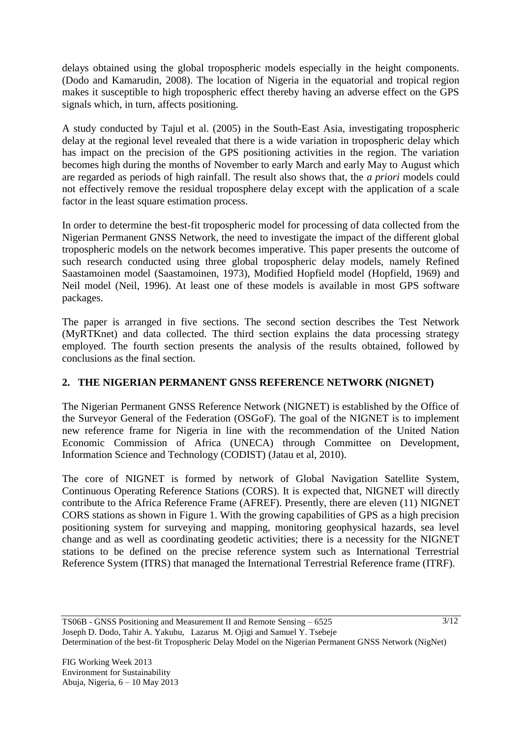delays obtained using the global tropospheric models especially in the height components. (Dodo and Kamarudin, 2008). The location of Nigeria in the equatorial and tropical region makes it susceptible to high tropospheric effect thereby having an adverse effect on the GPS signals which, in turn, affects positioning.

A study conducted by Tajul et al. (2005) in the South-East Asia, investigating tropospheric delay at the regional level revealed that there is a wide variation in tropospheric delay which has impact on the precision of the GPS positioning activities in the region. The variation becomes high during the months of November to early March and early May to August which are regarded as periods of high rainfall. The result also shows that, the *a priori* models could not effectively remove the residual troposphere delay except with the application of a scale factor in the least square estimation process.

In order to determine the best-fit tropospheric model for processing of data collected from the Nigerian Permanent GNSS Network, the need to investigate the impact of the different global tropospheric models on the network becomes imperative. This paper presents the outcome of such research conducted using three global tropospheric delay models, namely Refined Saastamoinen model (Saastamoinen, 1973), Modified Hopfield model (Hopfield, 1969) and Neil model (Neil, 1996). At least one of these models is available in most GPS software packages.

The paper is arranged in five sections. The second section describes the Test Network (MyRTKnet) and data collected. The third section explains the data processing strategy employed. The fourth section presents the analysis of the results obtained, followed by conclusions as the final section.

## 2. THE NIGERIAN PERMANENT GNSS REFERENCE NETWORK (NIGNET)

The Nigerian Permanent GNSS Reference Network (NIGNET) is established by the Office of the Surveyor General of the Federation (OSGoF). The goal of the NIGNET is to implement new reference frame for Nigeria in line with the recommendation of the United Nation Economic Commission of Africa (UNECA) through Committee on Development, Information Science and Technology (CODIST) (Jatau et al, 2010).

The core of NIGNET is formed by network of Global Navigation Satellite System, Continuous Operating Reference Stations (CORS). It is expected that, NIGNET will directly contribute to the Africa Reference Frame (AFREF). Presently, there are eleven (11) NIGNET CORS stations as shown in Figure 1. With the growing capabilities of GPS as a high precision positioning system for surveying and mapping, monitoring geophysical hazards, sea level change and as well as coordinating geodetic activities; there is a necessity for the NIGNET stations to be defined on the precise reference system such as International Terrestrial Reference System (ITRS) that managed the International Terrestrial Reference frame (ITRF).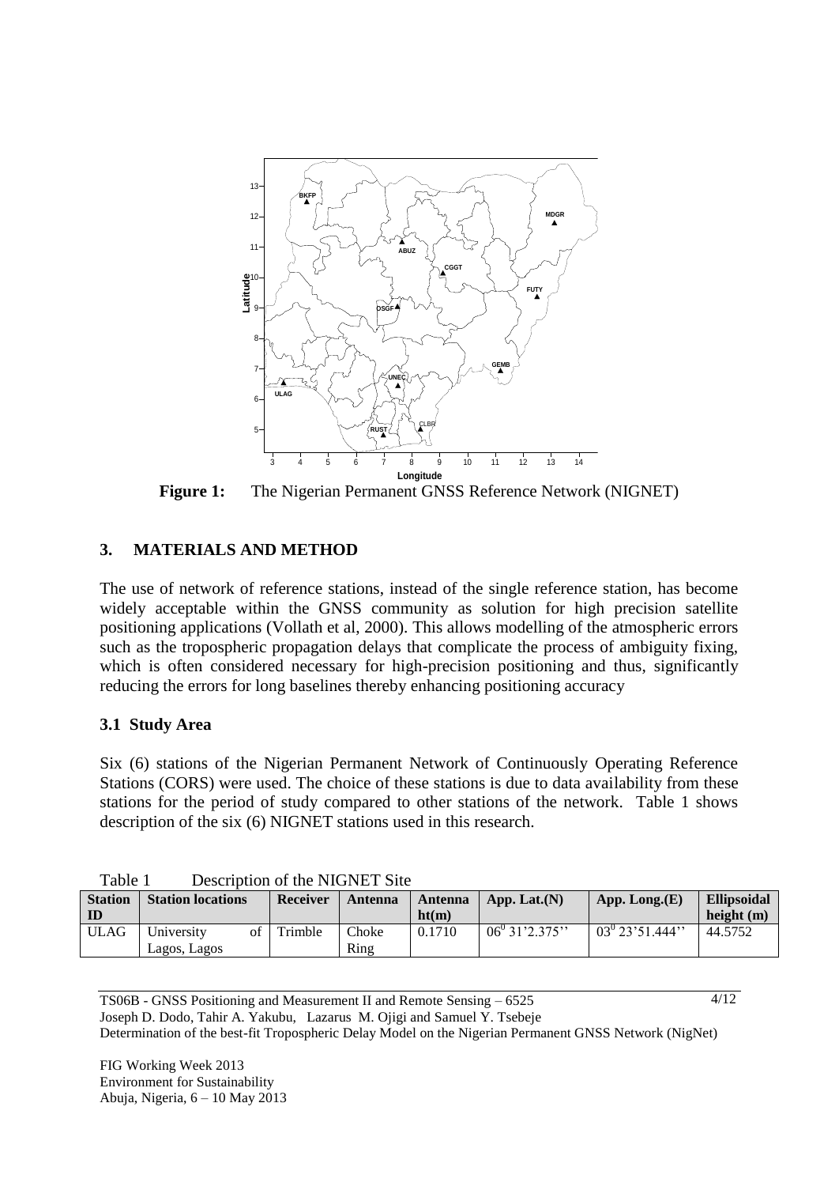**Figure 1:** The Nigerian Permanent GNSS Reference Network (NIGNET)

## 3. MATERIALS AND METHOD

The use of network of reference stations, instead of the single reference station, has become widely acceptable within the GNSS community as solution for high precision satellite positioning applications (Vollath et al, 2000). This allows modelling of the atmospheric errors such as the tropospheric propagation delays that complicate the process of ambiguity fixing, which is often considered necessary for high-precision positioning and thus, significantly reducing the errors for long baselines thereby enhancing positioning accuracy

### 3.1 Study Area

Six (6) stations of the Nigerian Permanent Network of Continuously Operating Reference Stations (CORS) were used. The choice of these stations is due to data availability from these stations for the period of study compared to other stations of the network. Table 1 shows description of the six (6) NIGNET stations used in this research.

Table 1 Description of the NIGNET Site

| Station ID | Station locations | Receiver | Antenna | Antenna ht(m) | App. Lat.(N) | App. Long.(E) | Ellipsoidal height (m) |
|---|---|---|---|---|---|---|---|
| ULAG | University of Lagos, Lagos | Trimble | Choke Ring | 0.1710 | $06^0$ 31'2.375'' | $03^0$ 23'51.444'' | 44.5752 |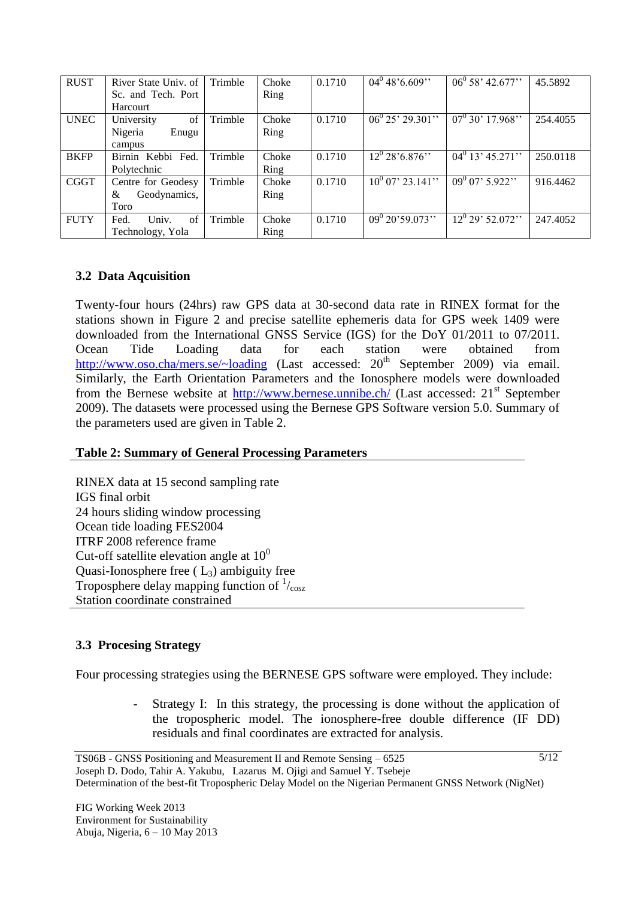| RUST | River State Univ. of Sc. and Tech. Port Harcourt | Trimble | Choke Ring | 0.1710 | $04^0$ 48'6.609'' | $06^0$ 58' 42.677'' | 45.5892 |
|---|---|---|---|---|---|---|---|
| UNEC | University of Nigeria Enugu campus | Trimble | Choke Ring | 0.1710 | $06^0$ 25' 29.301'' | $07^0$ 30' 17.968'' | 254.4055 |
| BKFP | Birnin Kebbi Fed. Polytechnic | Trimble | Choke Ring | 0.1710 | $12^0$ 28'6.876'' | $04^0$ 13' 45.271'' | 250.0118 |
| CGGT | Centre for Geodesy & Geodynamics, Toro | Trimble | Choke Ring | 0.1710 | $10^0$ 07' 23.141'' | $09^0$ 07' 5.922'' | 916.4462 |
| FUTY | Fed. Univ. of Technology, Yola | Trimble | Choke Ring | 0.1710 | $09^0$ 20'59.073'' | $12^0$ 29' 52.072'' | 247.4052 |

## 3.2 Data Aqcuisition

Twenty-four hours (24hrs) raw GPS data at 30-second data rate in RINEX format for the stations shown in Figure 2 and precise satellite ephemeris data for GPS week 1409 were downloaded from the International GNSS Service (IGS) for the DoY 01/2011 to 07/2011. Ocean Tide Loading data for each station were obtained from http://www.oso.cha/mers.se/~loading (Last accessed: 20th September 2009) via email. Similarly, the Earth Orientation Parameters and the Ionosphere models were downloaded from the Bernese website at http://www.bernese.unnibe.ch/ (Last accessed: 21st September 2009). The datasets were processed using the Bernese GPS Software version 5.0. Summary of the parameters used are given in Table 2.

**Table 2: Summary of General Processing Parameters**

RINEX data at 15 second sampling rate
IGS final orbit
24 hours sliding window processing
Ocean tide loading FES2004
ITRF 2008 reference frame
Cut-off satellite elevation angle at $10^0$
Quasi-Ionosphere free ( $L_3$) ambiguity free
Troposphere delay mapping function of $^1/_{\cos z}$
Station coordinate constrained

## 3.3 Procesing Strategy

Four processing strategies using the BERNESE GPS software were employed. They include:

- Strategy I: In this strategy, the processing is done without the application of the tropospheric model. The ionosphere-free double difference (IF DD) residuals and final coordinates are extracted for analysis.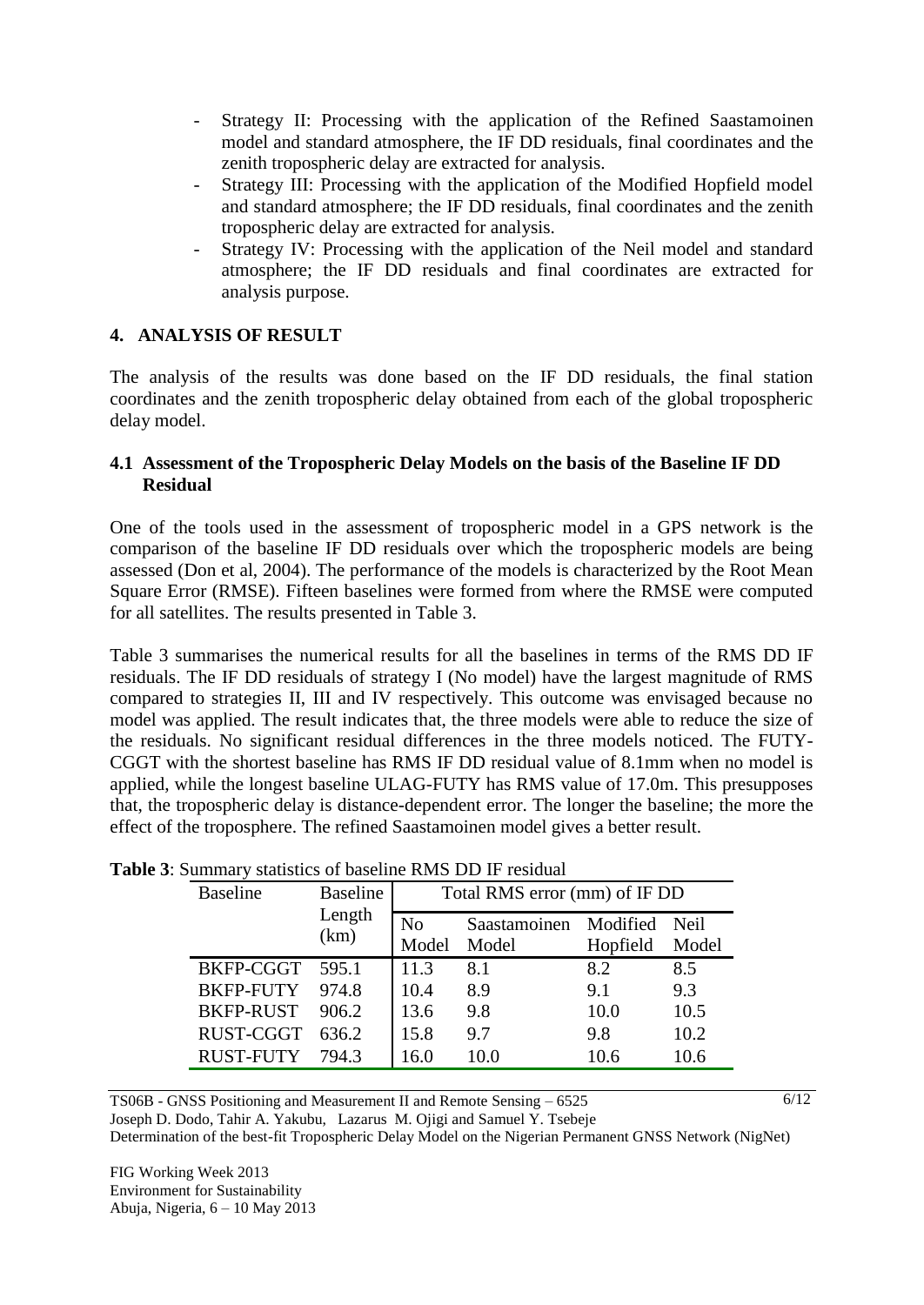- Strategy II: Processing with the application of the Refined Saastamoinen model and standard atmosphere, the IF DD residuals, final coordinates and the zenith tropospheric delay are extracted for analysis.
- Strategy III: Processing with the application of the Modified Hopfield model and standard atmosphere; the IF DD residuals, final coordinates and the zenith tropospheric delay are extracted for analysis.
- Strategy IV: Processing with the application of the Neil model and standard atmosphere; the IF DD residuals and final coordinates are extracted for analysis purpose.

## 4. ANALYSIS OF RESULT

The analysis of the results was done based on the IF DD residuals, the final station coordinates and the zenith tropospheric delay obtained from each of the global tropospheric delay model.

### 4.1 Assessment of the Tropospheric Delay Models on the basis of the Baseline IF DD Residual

One of the tools used in the assessment of tropospheric model in a GPS network is the comparison of the baseline IF DD residuals over which the tropospheric models are being assessed (Don et al, 2004). The performance of the models is characterized by the Root Mean Square Error (RMSE). Fifteen baselines were formed from where the RMSE were computed for all satellites. The results presented in Table 3.

Table 3 summarises the numerical results for all the baselines in terms of the RMS DD IF residuals. The IF DD residuals of strategy I (No model) have the largest magnitude of RMS compared to strategies II, III and IV respectively. This outcome was envisaged because no model was applied. The result indicates that, the three models were able to reduce the size of the residuals. No significant residual differences in the three models noticed. The FUTY-CGGT with the shortest baseline has RMS IF DD residual value of 8.1mm when no model is applied, while the longest baseline ULAG-FUTY has RMS value of 17.0m. This presupposes that, the tropospheric delay is distance-dependent error. The longer the baseline; the more the effect of the troposphere. The refined Saastamoinen model gives a better result.

**Table 3**: Summary statistics of baseline RMS DD IF residual

| Baseline | Baseline Length (km) | Total RMS error (mm) of IF DD | | | |
|---|---|---|---|---|---|
| | | No Model | Saastamoinen Model | Modified Hopfield | Neil Model |
| BKFP-CGGT | 595.1 | 11.3 | 8.1 | 8.2 | 8.5 |
| BKFP-FUTY | 974.8 | 10.4 | 8.9 | 9.1 | 9.3 |
| BKFP-RUST | 906.2 | 13.6 | 9.8 | 10.0 | 10.5 |
| RUST-CGGT | 636.2 | 15.8 | 9.7 | 9.8 | 10.2 |
| RUST-FUTY | 794.3 | 16.0 | 10.0 | 10.6 | 10.6 |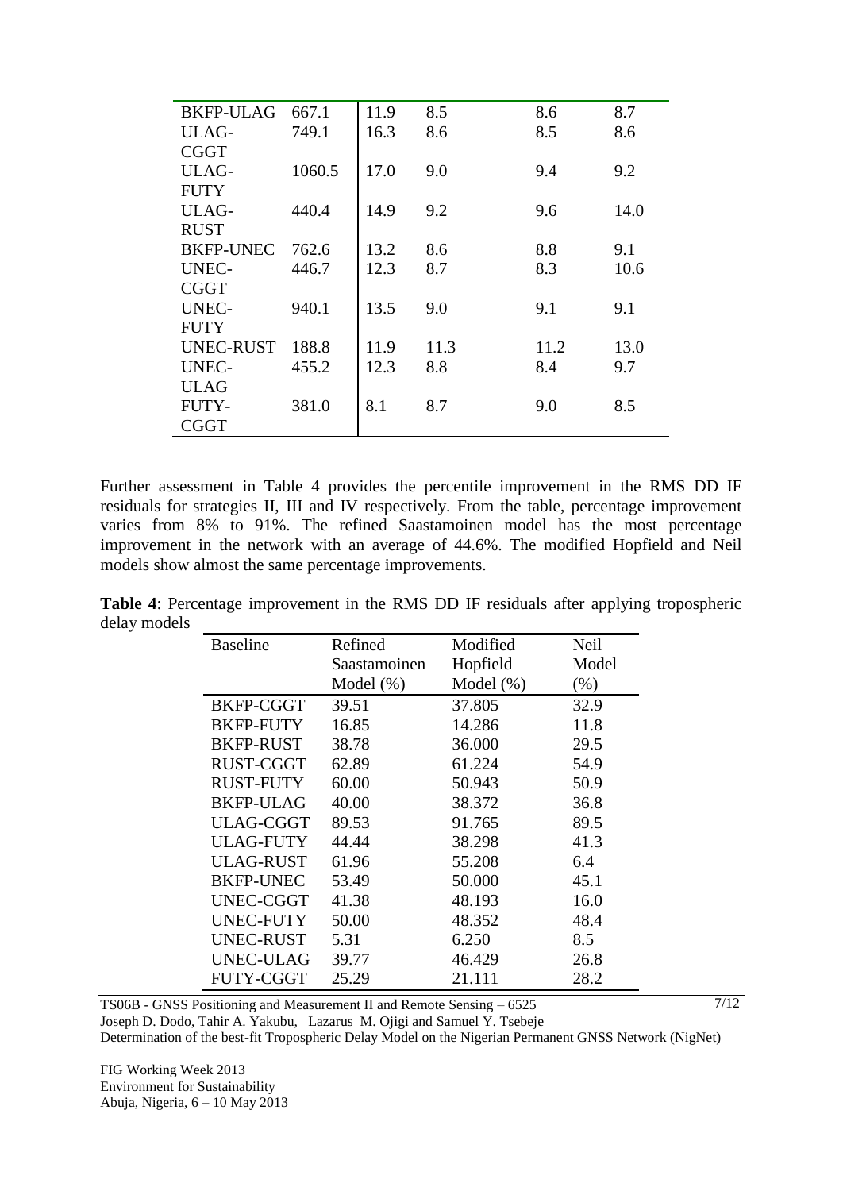| | | | | | |
|---|---|---|---|---|---|
| BKFP-ULAG | 667.1 | 11.9 | 8.5 | 8.6 | 8.7 |
| ULAG-CGGT | 749.1 | 16.3 | 8.6 | 8.5 | 8.6 |
| ULAG-FUTY | 1060.5 | 17.0 | 9.0 | 9.4 | 9.2 |
| ULAG-RUST | 440.4 | 14.9 | 9.2 | 9.6 | 14.0 |
| BKFP-UNEC | 762.6 | 13.2 | 8.6 | 8.8 | 9.1 |
| UNEC-CGGT | 446.7 | 12.3 | 8.7 | 8.3 | 10.6 |
| UNEC-FUTY | 940.1 | 13.5 | 9.0 | 9.1 | 9.1 |
| UNEC-RUST | 188.8 | 11.9 | 11.3 | 11.2 | 13.0 |
| UNEC-ULAG | 455.2 | 12.3 | 8.8 | 8.4 | 9.7 |
| FUTY-CGGT | 381.0 | 8.1 | 8.7 | 9.0 | 8.5 |

Further assessment in Table 4 provides the percentile improvement in the RMS DD IF residuals for strategies II, III and IV respectively. From the table, percentage improvement varies from 8% to 91%. The refined Saastamoinen model has the most percentage improvement in the network with an average of 44.6%. The modified Hopfield and Neil models show almost the same percentage improvements.

**Table 4**: Percentage improvement in the RMS DD IF residuals after applying tropospheric delay models

| Baseline | Refined Saastamoinen Model (%) | Modified Hopfield Model (%) | Neil Model (%) |
|---|---|---|---|
| BKFP-CGGT | 39.51 | 37.805 | 32.9 |
| BKFP-FUTY | 16.85 | 14.286 | 11.8 |
| BKFP-RUST | 38.78 | 36.000 | 29.5 |
| RUST-CGGT | 62.89 | 61.224 | 54.9 |
| RUST-FUTY | 60.00 | 50.943 | 50.9 |
| BKFP-ULAG | 40.00 | 38.372 | 36.8 |
| ULAG-CGGT | 89.53 | 91.765 | 89.5 |
| ULAG-FUTY | 44.44 | 38.298 | 41.3 |
| ULAG-RUST | 61.96 | 55.208 | 6.4 |
| BKFP-UNEC | 53.49 | 50.000 | 45.1 |
| UNEC-CGGT | 41.38 | 48.193 | 16.0 |
| UNEC-FUTY | 50.00 | 48.352 | 48.4 |
| UNEC-RUST | 5.31 | 6.250 | 8.5 |
| UNEC-ULAG | 39.77 | 46.429 | 26.8 |
| FUTY-CGGT | 25.29 | 21.111 | 28.2 |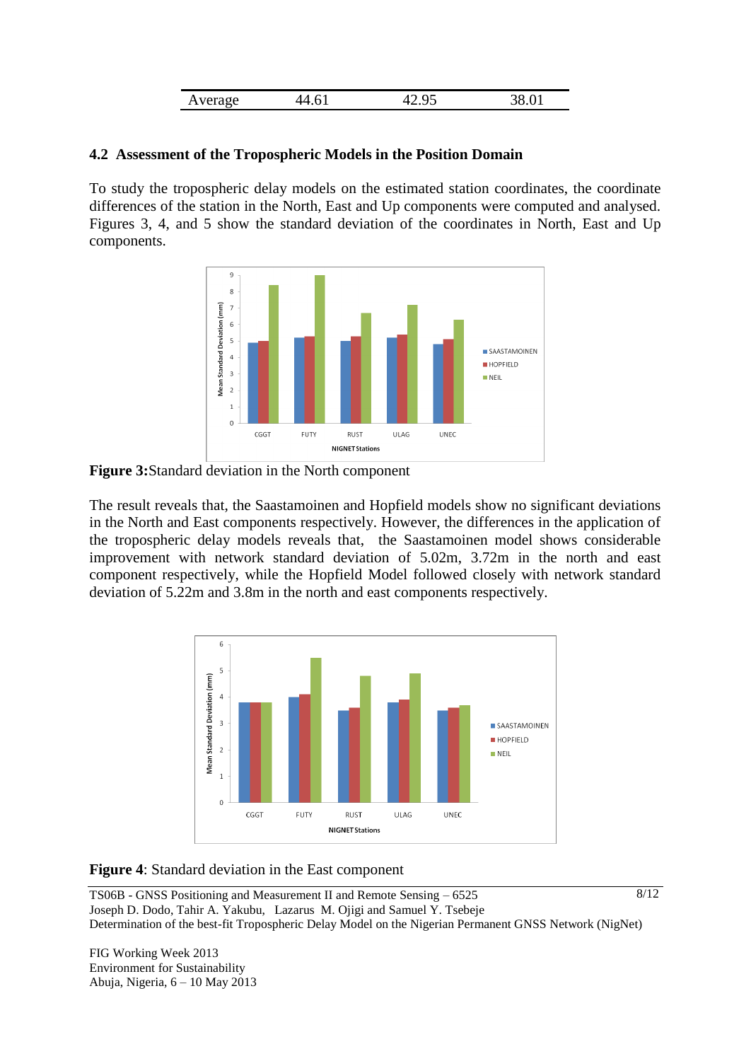| Average | 44.61 | 42.95 | 38.01 |
|---|---|---|---|

### 4.2 Assessment of the Tropospheric Models in the Position Domain

To study the tropospheric delay models on the estimated station coordinates, the coordinate differences of the station in the North, East and Up components were computed and analysed. Figures 3, 4, and 5 show the standard deviation of the coordinates in North, East and Up components.

**Figure 3:** Standard deviation in the North component

The result reveals that, the Saastamoinen and Hopfield models show no significant deviations in the North and East components respectively. However, the differences in the application of the tropospheric delay models reveals that, the Saastamoinen model shows considerable improvement with network standard deviation of 5.02m, 3.72m in the north and east component respectively, while the Hopfield Model followed closely with network standard deviation of 5.22m and 3.8m in the north and east components respectively.

**Figure 4**: Standard deviation in the East component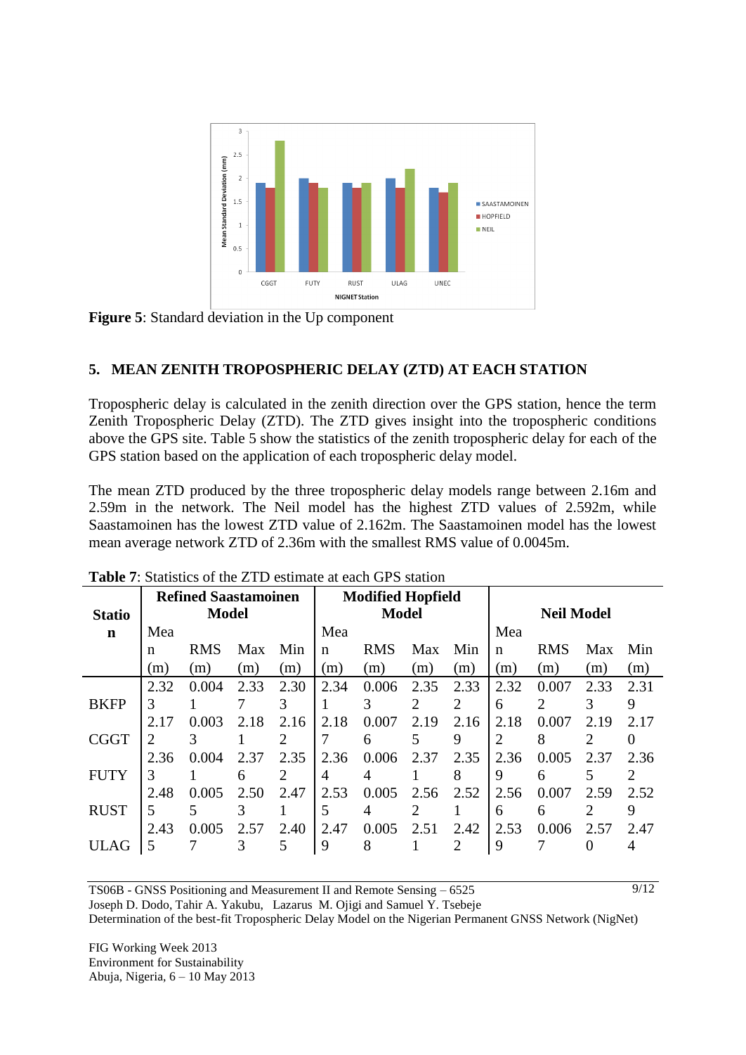**Figure 5**: Standard deviation in the Up component

## 5. MEAN ZENITH TROPOSPHERIC DELAY (ZTD) AT EACH STATION

Tropospheric delay is calculated in the zenith direction over the GPS station, hence the term Zenith Tropospheric Delay (ZTD). The ZTD gives insight into the tropospheric conditions above the GPS site. Table 5 show the statistics of the zenith tropospheric delay for each of the GPS station based on the application of each tropospheric delay model.

The mean ZTD produced by the three tropospheric delay models range between 2.16m and 2.59m in the network. The Neil model has the highest ZTD values of 2.592m, while Saastamoinen has the lowest ZTD value of 2.162m. The Saastamoinen model has the lowest mean average network ZTD of 2.36m with the smallest RMS value of 0.0045m.

**Table 7**: Statistics of the ZTD estimate at each GPS station

| Station | Refined Saastamoinen Model | | | | Modified Hopfield Model | | | | Neil Model | | | |
|---|---|---|---|---|---|---|---|---|---|---|---|---|
| | Mean (m) | RMS (m) | Max (m) | Min (m) | Mean (m) | RMS (m) | Max (m) | Min (m) | Mean (m) | RMS (m) | Max (m) | Min (m) |
| BKFP | 2.323 | 0.0041 | 2.337 | 2.303 | 2.341 | 0.0063 | 2.352 | 2.332 | 2.326 | 0.0072 | 2.333 | 2.319 |
| CGGT | 2.172 | 0.0033 | 2.181 | 2.162 | 2.187 | 0.0076 | 2.195 | 2.169 | 2.182 | 0.0078 | 2.192 | 2.170 |
| FUTY | 2.363 | 0.0041 | 2.376 | 2.352 | 2.364 | 0.0064 | 2.371 | 2.358 | 2.369 | 0.0056 | 2.375 | 2.362 |
| RUST | 2.485 | 0.0055 | 2.503 | 2.471 | 2.535 | 0.0054 | 2.562 | 2.521 | 2.566 | 0.0076 | 2.592 | 2.529 |
| ULAG | 2.435 | 0.0057 | 2.573 | 2.405 | 2.479 | 0.0058 | 2.511 | 2.422 | 2.539 | 0.0067 | 2.570 | 2.474 |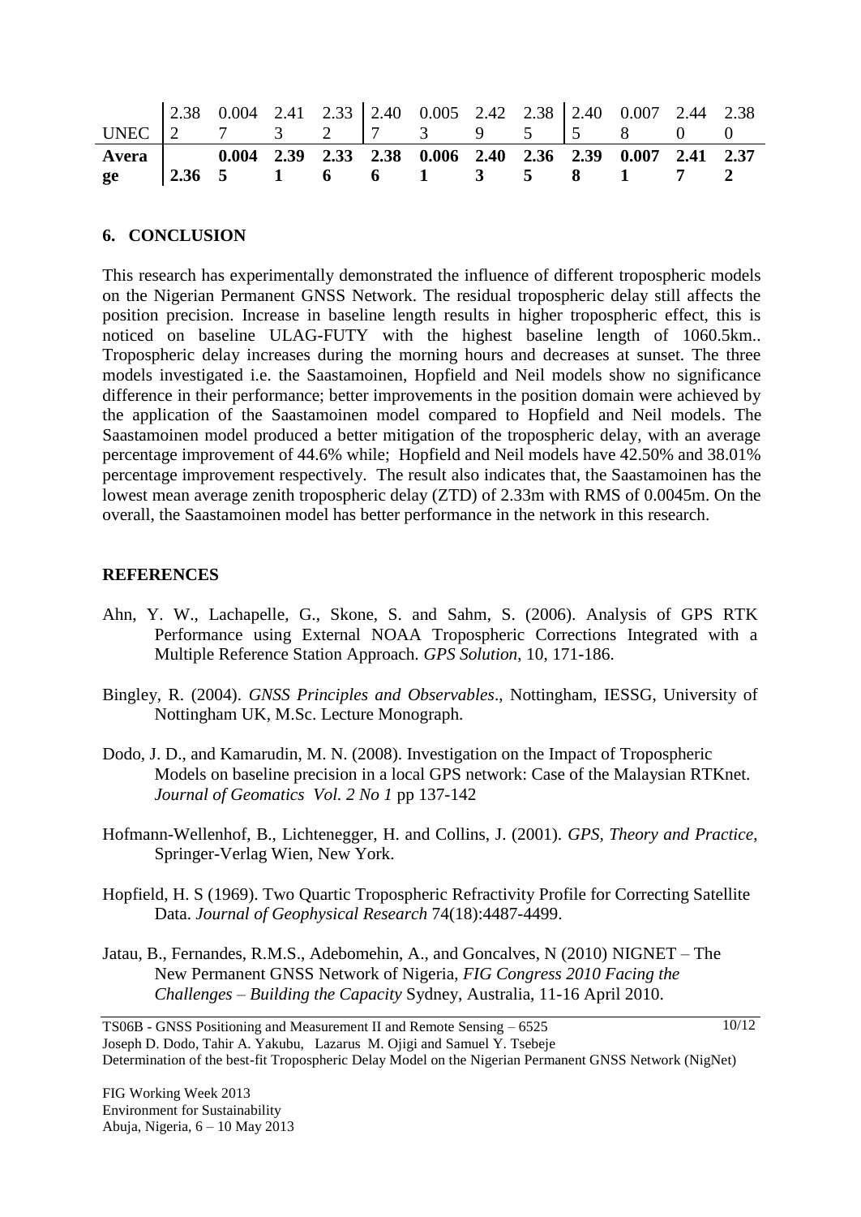| | | | | | | | | | | | | |
|---|---|---|---|---|---|---|---|---|---|---|---|---|
| UNEC | 2.382 | 0.0047 | 2.413 | 2.332 | 2.407 | 0.0053 | 2.429 | 2.385 | 2.405 | 0.0078 | 2.440 | 2.380 |
| **Average** | **2.36** | **0.0045** | **2.391** | **2.336** | **2.386** | **0.0061** | **2.403** | **2.365** | **2.398** | **0.0071** | **2.417** | **2.372** |

## 6. CONCLUSION

This research has experimentally demonstrated the influence of different tropospheric models on the Nigerian Permanent GNSS Network. The residual tropospheric delay still affects the position precision. Increase in baseline length results in higher tropospheric effect, this is noticed on baseline ULAG-FUTY with the highest baseline length of 1060.5km.. Tropospheric delay increases during the morning hours and decreases at sunset. The three models investigated i.e. the Saastamoinen, Hopfield and Neil models show no significance difference in their performance; better improvements in the position domain were achieved by the application of the Saastamoinen model compared to Hopfield and Neil models. The Saastamoinen model produced a better mitigation of the tropospheric delay, with an average percentage improvement of 44.6% while; Hopfield and Neil models have 42.50% and 38.01% percentage improvement respectively. The result also indicates that, the Saastamoinen has the lowest mean average zenith tropospheric delay (ZTD) of 2.33m with RMS of 0.0045m. On the overall, the Saastamoinen model has better performance in the network in this research.

## REFERENCES

Ahn, Y. W., Lachapelle, G., Skone, S. and Sahm, S. (2006). Analysis of GPS RTK Performance using External NOAA Tropospheric Corrections Integrated with a Multiple Reference Station Approach. *GPS Solution*, 10, 171-186.

Bingley, R. (2004). *GNSS Principles and Observables*., Nottingham, IESSG, University of Nottingham UK, M.Sc. Lecture Monograph.

Dodo, J. D., and Kamarudin, M. N. (2008). Investigation on the Impact of Tropospheric Models on baseline precision in a local GPS network: Case of the Malaysian RTKnet. *Journal of Geomatics Vol. 2 No 1* pp 137-142

Hofmann-Wellenhof, B., Lichtenegger, H. and Collins, J. (2001). *GPS, Theory and Practice*, Springer-Verlag Wien, New York.

Hopfield, H. S (1969). Two Quartic Tropospheric Refractivity Profile for Correcting Satellite Data. *Journal of Geophysical Research* 74(18):4487-4499.

Jatau, B., Fernandes, R.M.S., Adebomehin, A., and Goncalves, N (2010) NIGNET – The New Permanent GNSS Network of Nigeria, *FIG Congress 2010 Facing the Challenges – Building the Capacity* Sydney, Australia, 11-16 April 2010.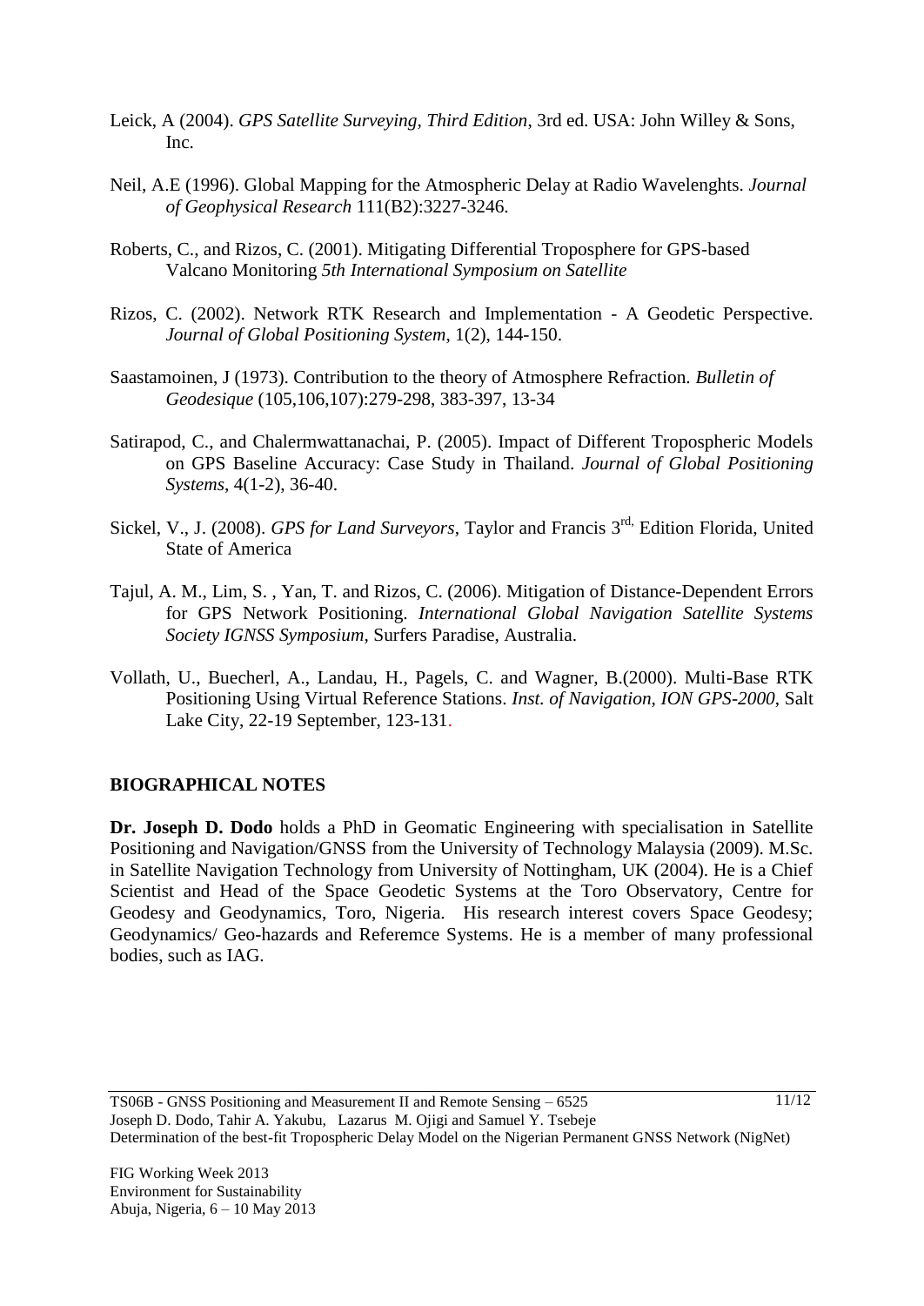Leick, A (2004). *GPS Satellite Surveying, Third Edition*, 3rd ed. USA: John Willey & Sons, Inc.

Neil, A.E (1996). Global Mapping for the Atmospheric Delay at Radio Wavelenghts. *Journal of Geophysical Research* 111(B2):3227-3246.

Roberts, C., and Rizos, C. (2001). Mitigating Differential Troposphere for GPS-based Valcano Monitoring *5th International Symposium on Satellite*

Rizos, C. (2002). Network RTK Research and Implementation - A Geodetic Perspective. *Journal of Global Positioning System*, 1(2), 144-150.

Saastamoinen, J (1973). Contribution to the theory of Atmosphere Refraction. *Bulletin of Geodesique* (105,106,107):279-298, 383-397, 13-34

Satirapod, C., and Chalermwattanachai, P. (2005). Impact of Different Tropospheric Models on GPS Baseline Accuracy: Case Study in Thailand. *Journal of Global Positioning Systems*, 4(1-2), 36-40.

Sickel, V., J. (2008). *GPS for Land Surveyors*, Taylor and Francis 3[rd,] Edition Florida, United State of America

Tajul, A. M., Lim, S. , Yan, T. and Rizos, C. (2006). Mitigation of Distance-Dependent Errors for GPS Network Positioning. *International Global Navigation Satellite Systems Society IGNSS Symposium*, Surfers Paradise, Australia.

Vollath, U., Buecherl, A., Landau, H., Pagels, C. and Wagner, B.(2000). Multi-Base RTK Positioning Using Virtual Reference Stations. *Inst. of Navigation, ION GPS-2000*, Salt Lake City, 22-19 September, 123-131.

## BIOGRAPHICAL NOTES

**Dr. Joseph D. Dodo** holds a PhD in Geomatic Engineering with specialisation in Satellite Positioning and Navigation/GNSS from the University of Technology Malaysia (2009). M.Sc. in Satellite Navigation Technology from University of Nottingham, UK (2004). He is a Chief Scientist and Head of the Space Geodetic Systems at the Toro Observatory, Centre for Geodesy and Geodynamics, Toro, Nigeria. His research interest covers Space Geodesy; Geodynamics/ Geo-hazards and Referemce Systems. He is a member of many professional bodies, such as IAG.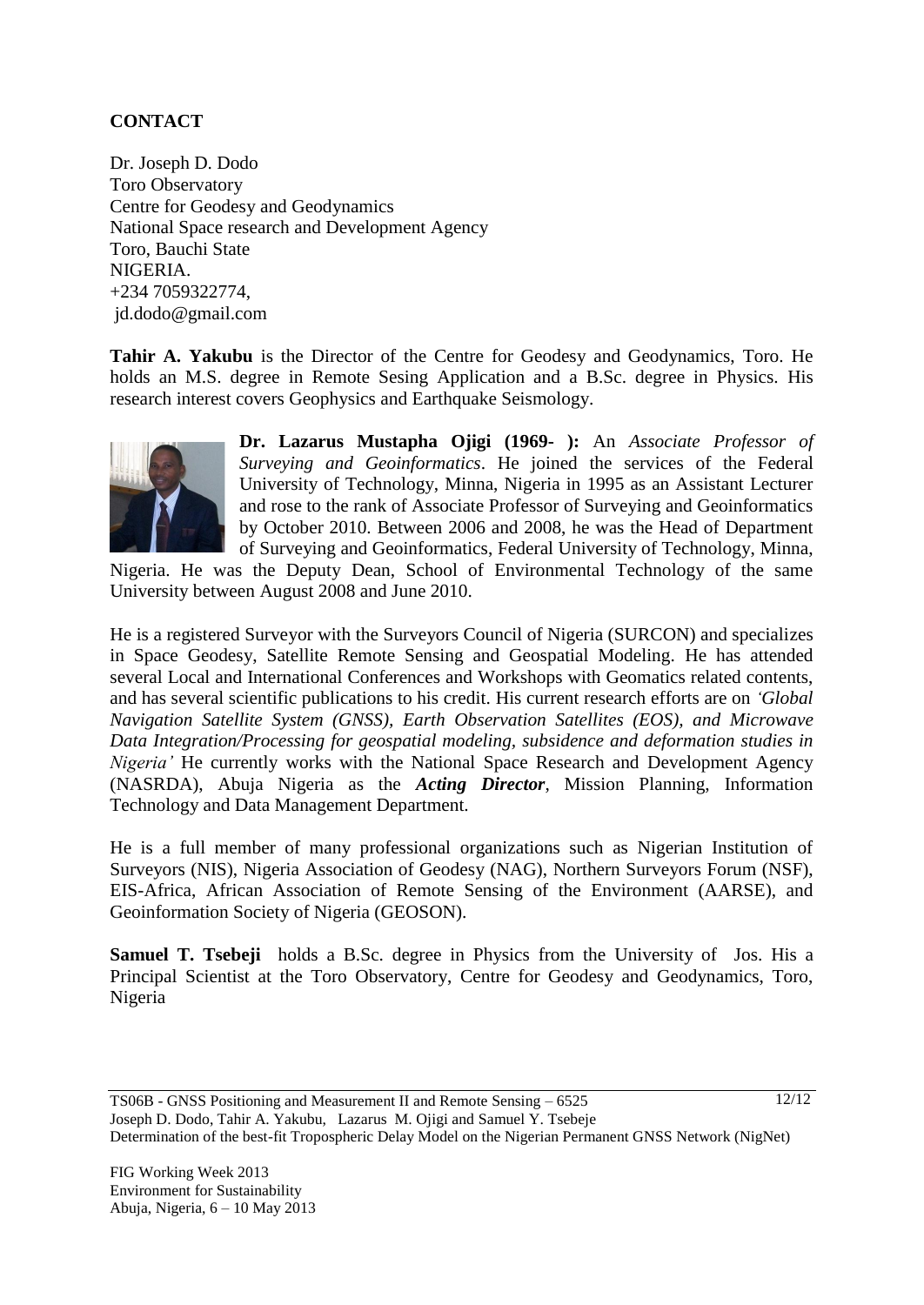## CONTACT

Dr. Joseph D. Dodo
Toro Observatory
Centre for Geodesy and Geodynamics
National Space research and Development Agency
Toro, Bauchi State
NIGERIA.
+234 7059322774,
jd.dodo@gmail.com

**Tahir A. Yakubu** is the Director of the Centre for Geodesy and Geodynamics, Toro. He holds an M.S. degree in Remote Sesing Application and a B.Sc. degree in Physics. His research interest covers Geophysics and Earthquake Seismology.

**Dr. Lazarus Mustapha Ojigi (1969- ):** An *Associate Professor of Surveying and Geoinformatics*. He joined the services of the Federal University of Technology, Minna, Nigeria in 1995 as an Assistant Lecturer and rose to the rank of Associate Professor of Surveying and Geoinformatics by October 2010. Between 2006 and 2008, he was the Head of Department of Surveying and Geoinformatics, Federal University of Technology, Minna, Nigeria. He was the Deputy Dean, School of Environmental Technology of the same University between August 2008 and June 2010.

He is a registered Surveyor with the Surveyors Council of Nigeria (SURCON) and specializes in Space Geodesy, Satellite Remote Sensing and Geospatial Modeling. He has attended several Local and International Conferences and Workshops with Geomatics related contents, and has several scientific publications to his credit. His current research efforts are on *'Global Navigation Satellite System (GNSS), Earth Observation Satellites (EOS), and Microwave Data Integration/Processing for geospatial modeling, subsidence and deformation studies in Nigeria'* He currently works with the National Space Research and Development Agency (NASRDA), Abuja Nigeria as the ***Acting Director***, Mission Planning, Information Technology and Data Management Department.

He is a full member of many professional organizations such as Nigerian Institution of Surveyors (NIS), Nigeria Association of Geodesy (NAG), Northern Surveyors Forum (NSF), EIS-Africa, African Association of Remote Sensing of the Environment (AARSE), and Geoinformation Society of Nigeria (GEOSON).

**Samuel T. Tsebeji** holds a B.Sc. degree in Physics from the University of Jos. His a Principal Scientist at the Toro Observatory, Centre for Geodesy and Geodynamics, Toro, Nigeria